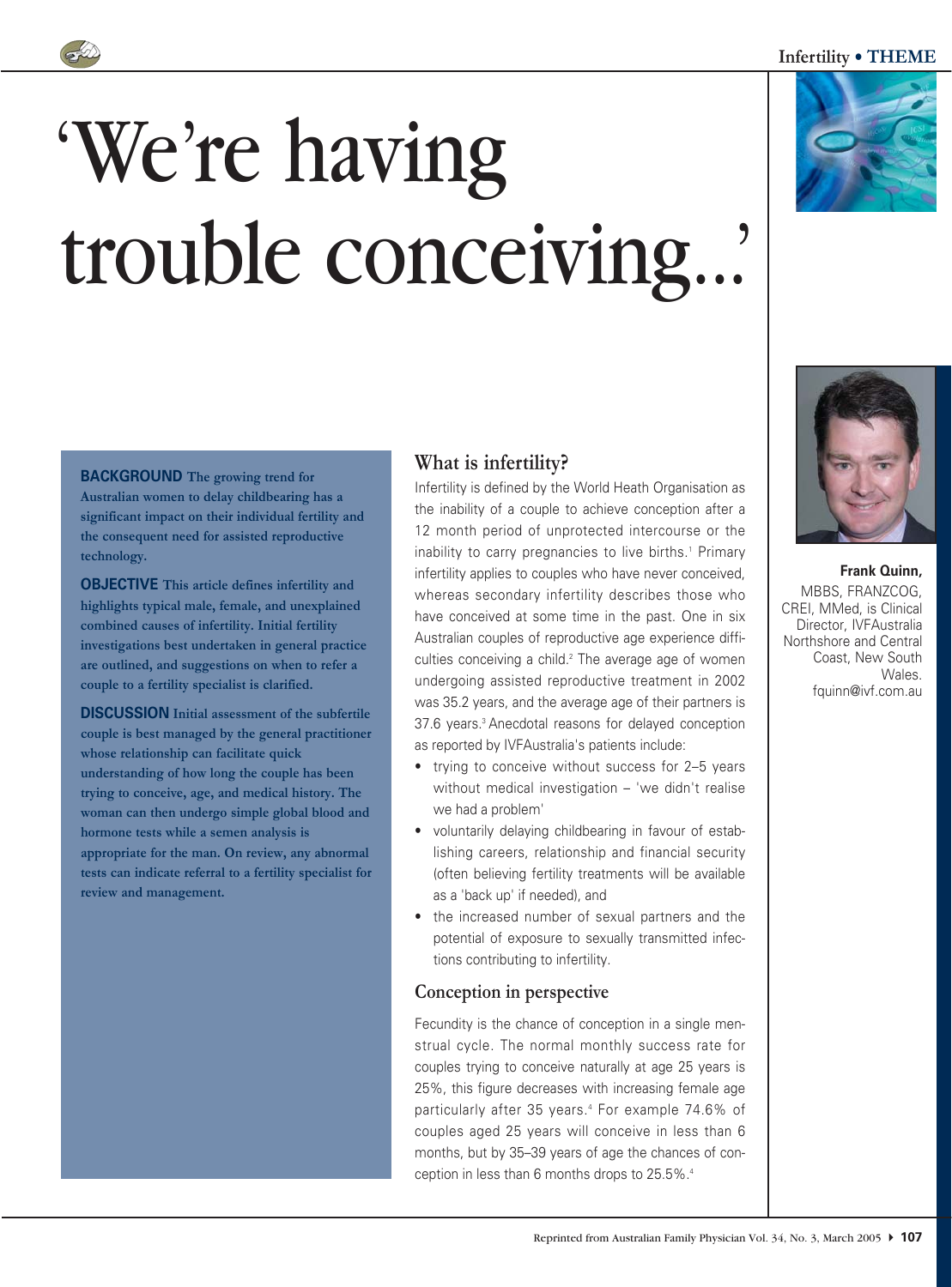# 'We're having trouble conceiving...'

**Frank Quinn,** MBBS, FRANZCOG, CREI, MMed, is Clinical Director, IVFAustralia Northshore and Central Coast, New South Wales. fquinn@ivf.com.au

**BACKGROUND** The growing trend for Australian women to delay childbearing has a significant impact on their individual fertility and the consequent need for assisted reproductive technology.

**OBJECTIVE** This article defines infertility and highlights typical male, female, and unexplained combined causes of infertility. Initial fertility investigations best undertaken in general practice are outlined, and suggestions on when to refer a couple to a fertility specialist is clarified.

**DISCUSSION** Initial assessment of the subfertile couple is best managed by the general practitioner whose relationship can facilitate quick understanding of how long the couple has been trying to conceive, age, and medical history. The woman can then undergo simple global blood and hormone tests while a semen analysis is appropriate for the man. On review, any abnormal tests can indicate referral to a fertility specialist for review and management.

## What is infertility?

Infertility is defined by the World Heath Organisation as the inability of a couple to achieve conception after a 12 month period of unprotected intercourse or the inability to carry pregnancies to live births.[1] Primary infertility applies to couples who have never conceived, whereas secondary infertility describes those who have conceived at some time in the past. One in six Australian couples of reproductive age experience difficulties conceiving a child.[2] The average age of women undergoing assisted reproductive treatment in 2002 was 35.2 years, and the average age of their partners is 37.6 years.[3] Anecdotal reasons for delayed conception as reported by IVFAustralia's patients include:

- trying to conceive without success for 2–5 years without medical investigation – 'we didn't realise we had a problem'
- voluntarily delaying childbearing in favour of establishing careers, relationship and financial security (often believing fertility treatments will be available as a 'back up' if needed), and
- the increased number of sexual partners and the potential of exposure to sexually transmitted infections contributing to infertility.

## Conception in perspective

Fecundity is the chance of conception in a single menstrual cycle. The normal monthly success rate for couples trying to conceive naturally at age 25 years is 25%, this figure decreases with increasing female age particularly after 35 years.[4] For example 74.6% of couples aged 25 years will conceive in less than 6 months, but by 35–39 years of age the chances of conception in less than 6 months drops to 25.5%.[4]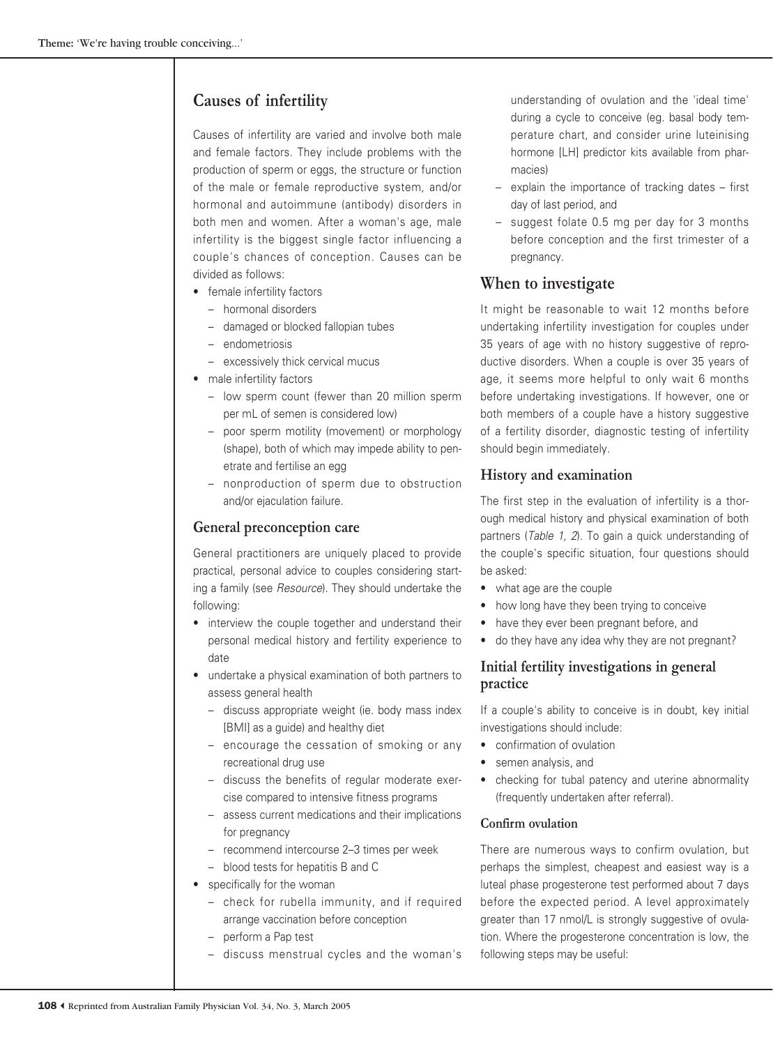## Causes of infertility

Causes of infertility are varied and involve both male and female factors. They include problems with the production of sperm or eggs, the structure or function of the male or female reproductive system, and/or hormonal and autoimmune (antibody) disorders in both men and women. After a woman's age, male infertility is the biggest single factor influencing a couple's chances of conception. Causes can be divided as follows:

- female infertility factors
  - hormonal disorders
  - damaged or blocked fallopian tubes
  - endometriosis
  - excessively thick cervical mucus
- male infertility factors
  - low sperm count (fewer than 20 million sperm per mL of semen is considered low)
  - poor sperm motility (movement) or morphology (shape), both of which may impede ability to penetrate and fertilise an egg
  - nonproduction of sperm due to obstruction and/or ejaculation failure.

### General preconception care

General practitioners are uniquely placed to provide practical, personal advice to couples considering starting a family (see *Resource*). They should undertake the following:

- interview the couple together and understand their personal medical history and fertility experience to date
- undertake a physical examination of both partners to assess general health
  - discuss appropriate weight (ie. body mass index [BMI] as a guide) and healthy diet
  - encourage the cessation of smoking or any recreational drug use
  - discuss the benefits of regular moderate exercise compared to intensive fitness programs
  - assess current medications and their implications for pregnancy
  - recommend intercourse 2–3 times per week
  - blood tests for hepatitis B and C
- specifically for the woman
  - check for rubella immunity, and if required arrange vaccination before conception
  - perform a Pap test
  - discuss menstrual cycles and the woman's understanding of ovulation and the 'ideal time' during a cycle to conceive (eg. basal body temperature chart, and consider urine luteinising hormone [LH] predictor kits available from pharmacies)
  - explain the importance of tracking dates – first day of last period, and
  - suggest folate 0.5 mg per day for 3 months before conception and the first trimester of a pregnancy.

## When to investigate

It might be reasonable to wait 12 months before undertaking infertility investigation for couples under 35 years of age with no history suggestive of reproductive disorders. When a couple is over 35 years of age, it seems more helpful to only wait 6 months before undertaking investigations. If however, one or both members of a couple have a history suggestive of a fertility disorder, diagnostic testing of infertility should begin immediately.

### History and examination

The first step in the evaluation of infertility is a thorough medical history and physical examination of both partners (*Table 1, 2*). To gain a quick understanding of the couple's specific situation, four questions should be asked:

- what age are the couple
- how long have they been trying to conceive
- have they ever been pregnant before, and
- do they have any idea why they are not pregnant?

### Initial fertility investigations in general practice

If a couple's ability to conceive is in doubt, key initial investigations should include:

- confirmation of ovulation
- semen analysis, and
- checking for tubal patency and uterine abnormality (frequently undertaken after referral).

#### Confirm ovulation

There are numerous ways to confirm ovulation, but perhaps the simplest, cheapest and easiest way is a luteal phase progesterone test performed about 7 days before the expected period. A level approximately greater than 17 nmol/L is strongly suggestive of ovulation. Where the progesterone concentration is low, the following steps may be useful: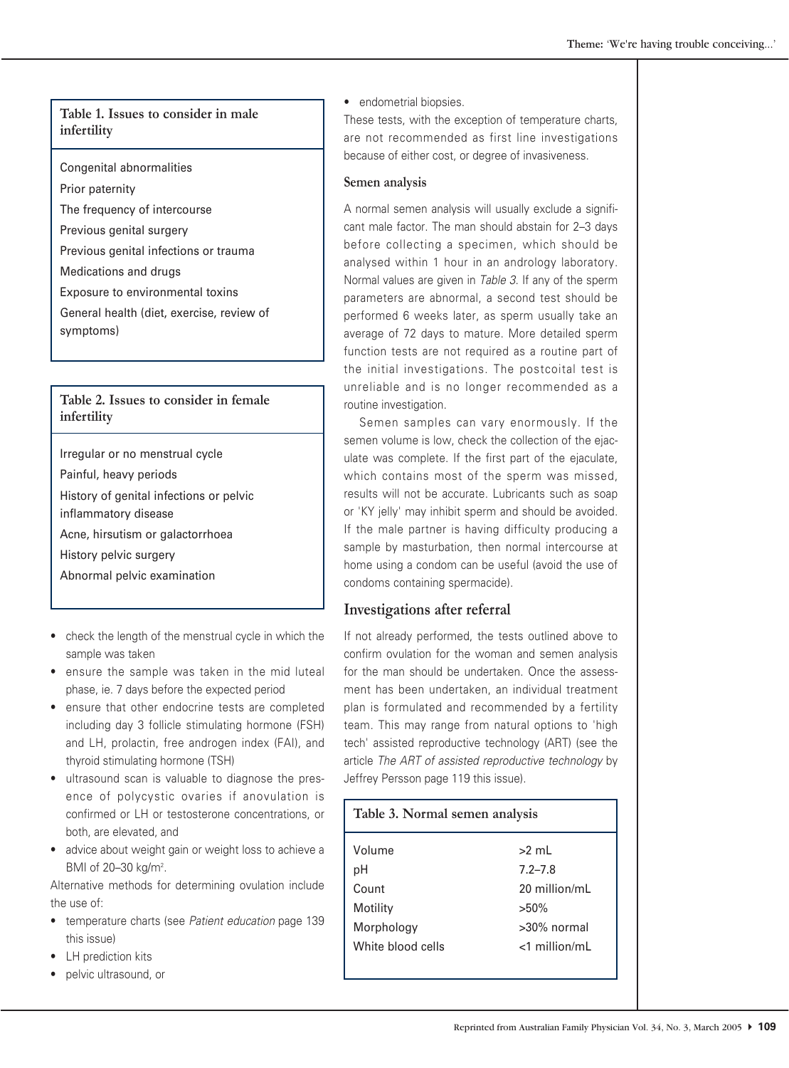**Table 1. Issues to consider in male infertility**

- Congenital abnormalities
- Prior paternity
- The frequency of intercourse
- Previous genital surgery
- Previous genital infections or trauma
- Medications and drugs
- Exposure to environmental toxins
- General health (diet, exercise, review of symptoms)

**Table 2. Issues to consider in female infertility**

- Irregular or no menstrual cycle
- Painful, heavy periods
- History of genital infections or pelvic inflammatory disease
- Acne, hirsutism or galactorrhoea
- History pelvic surgery
- Abnormal pelvic examination

- check the length of the menstrual cycle in which the sample was taken
- ensure the sample was taken in the mid luteal phase, ie. 7 days before the expected period
- ensure that other endocrine tests are completed including day 3 follicle stimulating hormone (FSH) and LH, prolactin, free androgen index (FAI), and thyroid stimulating hormone (TSH)
- ultrasound scan is valuable to diagnose the presence of polycystic ovaries if anovulation is confirmed or LH or testosterone concentrations, or both, are elevated, and
- advice about weight gain or weight loss to achieve a BMI of 20–30 kg/m$^2$.

Alternative methods for determining ovulation include the use of:

- temperature charts (see *Patient education* page 139 this issue)
- LH prediction kits
- pelvic ultrasound, or
- endometrial biopsies.

These tests, with the exception of temperature charts, are not recommended as first line investigations because of either cost, or degree of invasiveness.

### Semen analysis

A normal semen analysis will usually exclude a significant male factor. The man should abstain for 2–3 days before collecting a specimen, which should be analysed within 1 hour in an andrology laboratory. Normal values are given in *Table 3*. If any of the sperm parameters are abnormal, a second test should be performed 6 weeks later, as sperm usually take an average of 72 days to mature. More detailed sperm function tests are not required as a routine part of the initial investigations. The postcoital test is unreliable and is no longer recommended as a routine investigation.

Semen samples can vary enormously. If the semen volume is low, check the collection of the ejaculate was complete. If the first part of the ejaculate, which contains most of the sperm was missed, results will not be accurate. Lubricants such as soap or 'KY jelly' may inhibit sperm and should be avoided. If the male partner is having difficulty producing a sample by masturbation, then normal intercourse at home using a condom can be useful (avoid the use of condoms containing spermacide).

## Investigations after referral

If not already performed, the tests outlined above to confirm ovulation for the woman and semen analysis for the man should be undertaken. Once the assessment has been undertaken, an individual treatment plan is formulated and recommended by a fertility team. This may range from natural options to 'high tech' assisted reproductive technology (ART) (see the article *The ART of assisted reproductive technology* by Jeffrey Persson page 119 this issue).

**Table 3. Normal semen analysis**

| Parameter | Value |
|---|---|
| Volume | >2 mL |
| pH | 7.2–7.8 |
| Count | 20 million/mL |
| Motility | >50% |
| Morphology | >30% normal |
| White blood cells | <1 million/mL |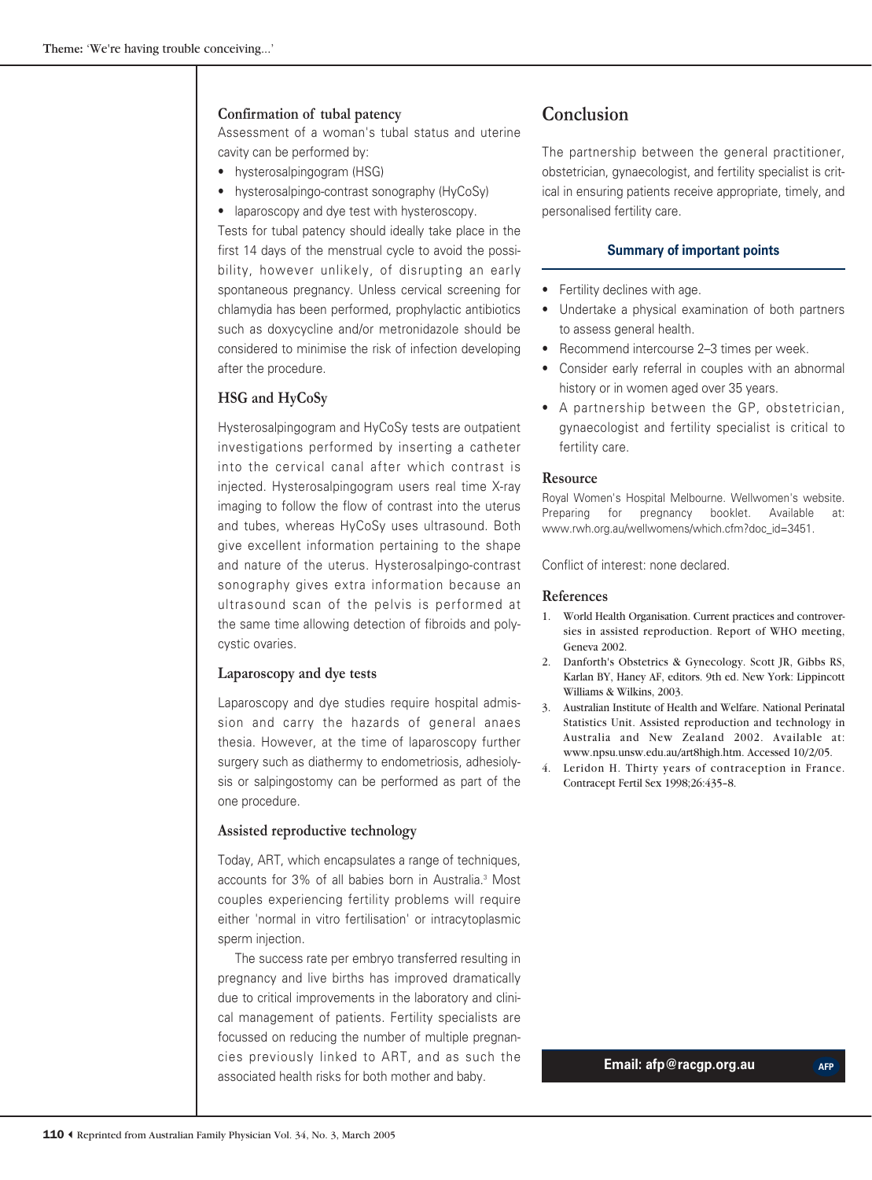### Confirmation of tubal patency

Assessment of a woman's tubal status and uterine cavity can be performed by:

- hysterosalpingogram (HSG)
- hysterosalpingo-contrast sonography (HyCoSy)
- laparoscopy and dye test with hysteroscopy.

Tests for tubal patency should ideally take place in the first 14 days of the menstrual cycle to avoid the possibility, however unlikely, of disrupting an early spontaneous pregnancy. Unless cervical screening for chlamydia has been performed, prophylactic antibiotics such as doxycycline and/or metronidazole should be considered to minimise the risk of infection developing after the procedure.

### HSG and HyCoSy

Hysterosalpingogram and HyCoSy tests are outpatient investigations performed by inserting a catheter into the cervical canal after which contrast is injected. Hysterosalpingogram users real time X-ray imaging to follow the flow of contrast into the uterus and tubes, whereas HyCoSy uses ultrasound. Both give excellent information pertaining to the shape and nature of the uterus. Hysterosalpingo-contrast sonography gives extra information because an ultrasound scan of the pelvis is performed at the same time allowing detection of fibroids and polycystic ovaries.

### Laparoscopy and dye tests

Laparoscopy and dye studies require hospital admission and carry the hazards of general anaes thesia. However, at the time of laparoscopy further surgery such as diathermy to endometriosis, adhesiolysis or salpingostomy can be performed as part of the one procedure.

### Assisted reproductive technology

Today, ART, which encapsulates a range of techniques, accounts for 3% of all babies born in Australia.[3] Most couples experiencing fertility problems will require either 'normal in vitro fertilisation' or intracytoplasmic sperm injection.

The success rate per embryo transferred resulting in pregnancy and live births has improved dramatically due to critical improvements in the laboratory and clinical management of patients. Fertility specialists are focussed on reducing the number of multiple pregnancies previously linked to ART, and as such the associated health risks for both mother and baby.

## Conclusion

The partnership between the general practitioner, obstetrician, gynaecologist, and fertility specialist is critical in ensuring patients receive appropriate, timely, and personalised fertility care.

**Summary of important points**

- Fertility declines with age.
- Undertake a physical examination of both partners to assess general health.
- Recommend intercourse 2–3 times per week.
- Consider early referral in couples with an abnormal history or in women aged over 35 years.
- A partnership between the GP, obstetrician, gynaecologist and fertility specialist is critical to fertility care.

### Resource

Royal Women's Hospital Melbourne. Wellwomen's website. Preparing for pregnancy booklet. Available at: www.rwh.org.au/wellwomens/which.cfm?doc_id=3451.

Conflict of interest: none declared.

### References

1. World Health Organisation. Current practices and controversies in assisted reproduction. Report of WHO meeting, Geneva 2002.
2. Danforth's Obstetrics & Gynecology. Scott JR, Gibbs RS, Karlan BY, Haney AF, editors. 9th ed. New York: Lippincott Williams & Wilkins, 2003.
3. Australian Institute of Health and Welfare. National Perinatal Statistics Unit. Assisted reproduction and technology in Australia and New Zealand 2002. Available at: www.npsu.unsw.edu.au/art8high.htm. Accessed 10/2/05.
4. Leridon H. Thirty years of contraception in France. Contracept Fertil Sex 1998;26:435–8.

**Email: afp@racgp.org.au**